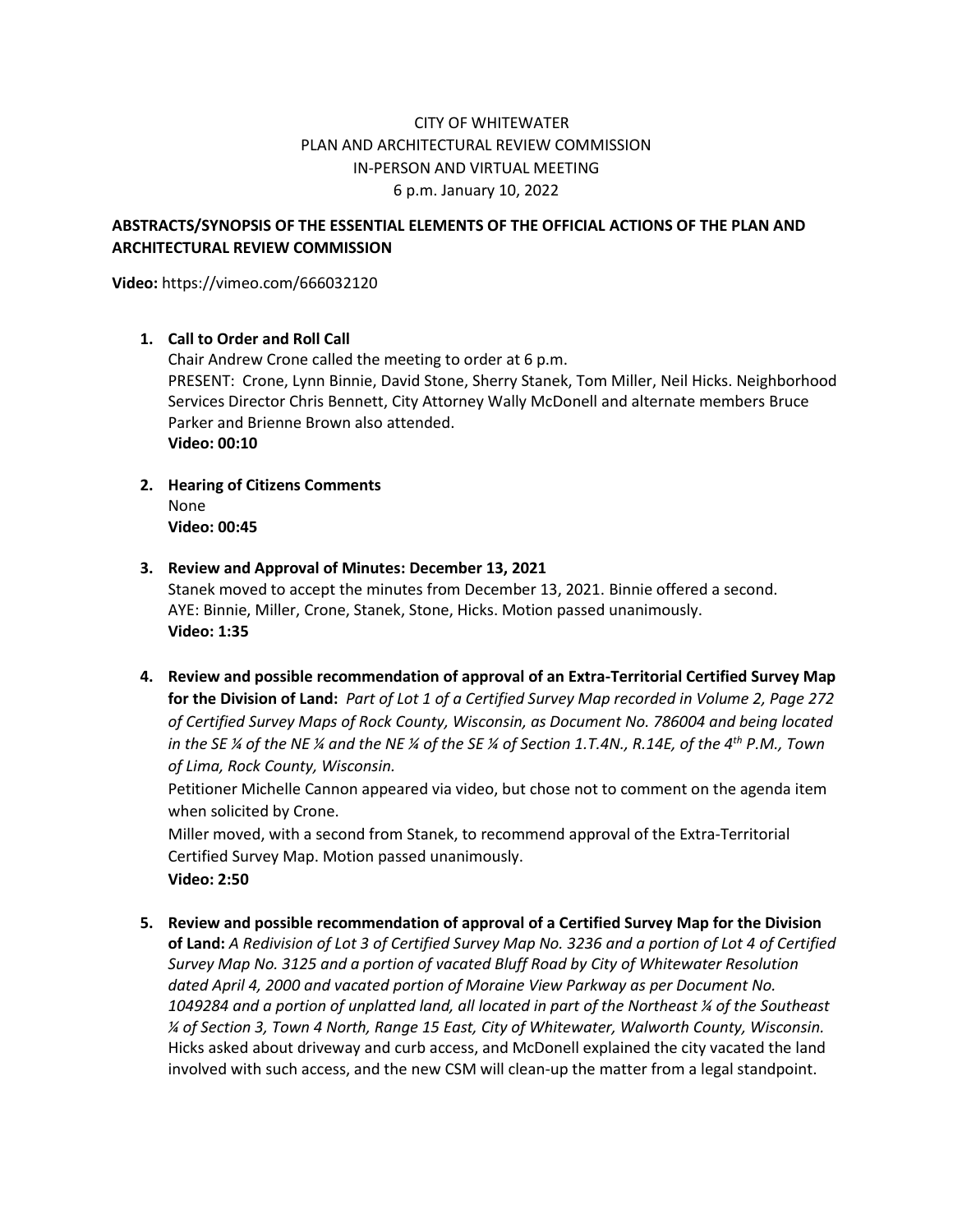CITY OF WHITEWATER
PLAN AND ARCHITECTURAL REVIEW COMMISSION
IN-PERSON AND VIRTUAL MEETING
6 p.m. January 10, 2022

**ABSTRACTS/SYNOPSIS OF THE ESSENTIAL ELEMENTS OF THE OFFICIAL ACTIONS OF THE PLAN AND ARCHITECTURAL REVIEW COMMISSION**

**Video:** https://vimeo.com/666032120

1. **Call to Order and Roll Call**
   Chair Andrew Crone called the meeting to order at 6 p.m.
   PRESENT: Crone, Lynn Binnie, David Stone, Sherry Stanek, Tom Miller, Neil Hicks. Neighborhood Services Director Chris Bennett, City Attorney Wally McDonell and alternate members Bruce Parker and Brienne Brown also attended.
   **Video: 00:10**

2. **Hearing of Citizens Comments**
   None
   **Video: 00:45**

3. **Review and Approval of Minutes: December 13, 2021**
   Stanek moved to accept the minutes from December 13, 2021. Binnie offered a second.
   AYE: Binnie, Miller, Crone, Stanek, Stone, Hicks. Motion passed unanimously.
   **Video: 1:35**

4. **Review and possible recommendation of approval of an Extra-Territorial Certified Survey Map for the Division of Land:** *Part of Lot 1 of a Certified Survey Map recorded in Volume 2, Page 272 of Certified Survey Maps of Rock County, Wisconsin, as Document No. 786004 and being located in the SE ¼ of the NE ¼ and the NE ¼ of the SE ¼ of Section 1.T.4N., R.14E, of the 4th P.M., Town of Lima, Rock County, Wisconsin.*
   Petitioner Michelle Cannon appeared via video, but chose not to comment on the agenda item when solicited by Crone.
   Miller moved, with a second from Stanek, to recommend approval of the Extra-Territorial Certified Survey Map. Motion passed unanimously.
   **Video: 2:50**

5. **Review and possible recommendation of approval of a Certified Survey Map for the Division of Land:** *A Redivision of Lot 3 of Certified Survey Map No. 3236 and a portion of Lot 4 of Certified Survey Map No. 3125 and a portion of vacated Bluff Road by City of Whitewater Resolution dated April 4, 2000 and vacated portion of Moraine View Parkway as per Document No. 1049284 and a portion of unplatted land, all located in part of the Northeast ¼ of the Southeast ¼ of Section 3, Town 4 North, Range 15 East, City of Whitewater, Walworth County, Wisconsin.*
   Hicks asked about driveway and curb access, and McDonell explained the city vacated the land involved with such access, and the new CSM will clean-up the matter from a legal standpoint.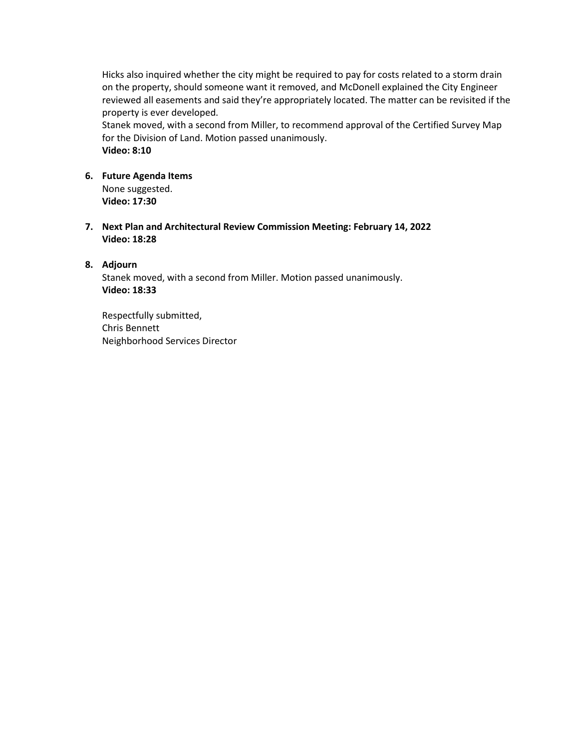Hicks also inquired whether the city might be required to pay for costs related to a storm drain on the property, should someone want it removed, and McDonell explained the City Engineer reviewed all easements and said they're appropriately located. The matter can be revisited if the property is ever developed.
Stanek moved, with a second from Miller, to recommend approval of the Certified Survey Map for the Division of Land. Motion passed unanimously.
**Video: 8:10**

6. **Future Agenda Items**
   None suggested.
   **Video: 17:30**

7. **Next Plan and Architectural Review Commission Meeting: February 14, 2022**
   **Video: 18:28**

8. **Adjourn**
   Stanek moved, with a second from Miller. Motion passed unanimously.
   **Video: 18:33**

Respectfully submitted,
Chris Bennett
Neighborhood Services Director